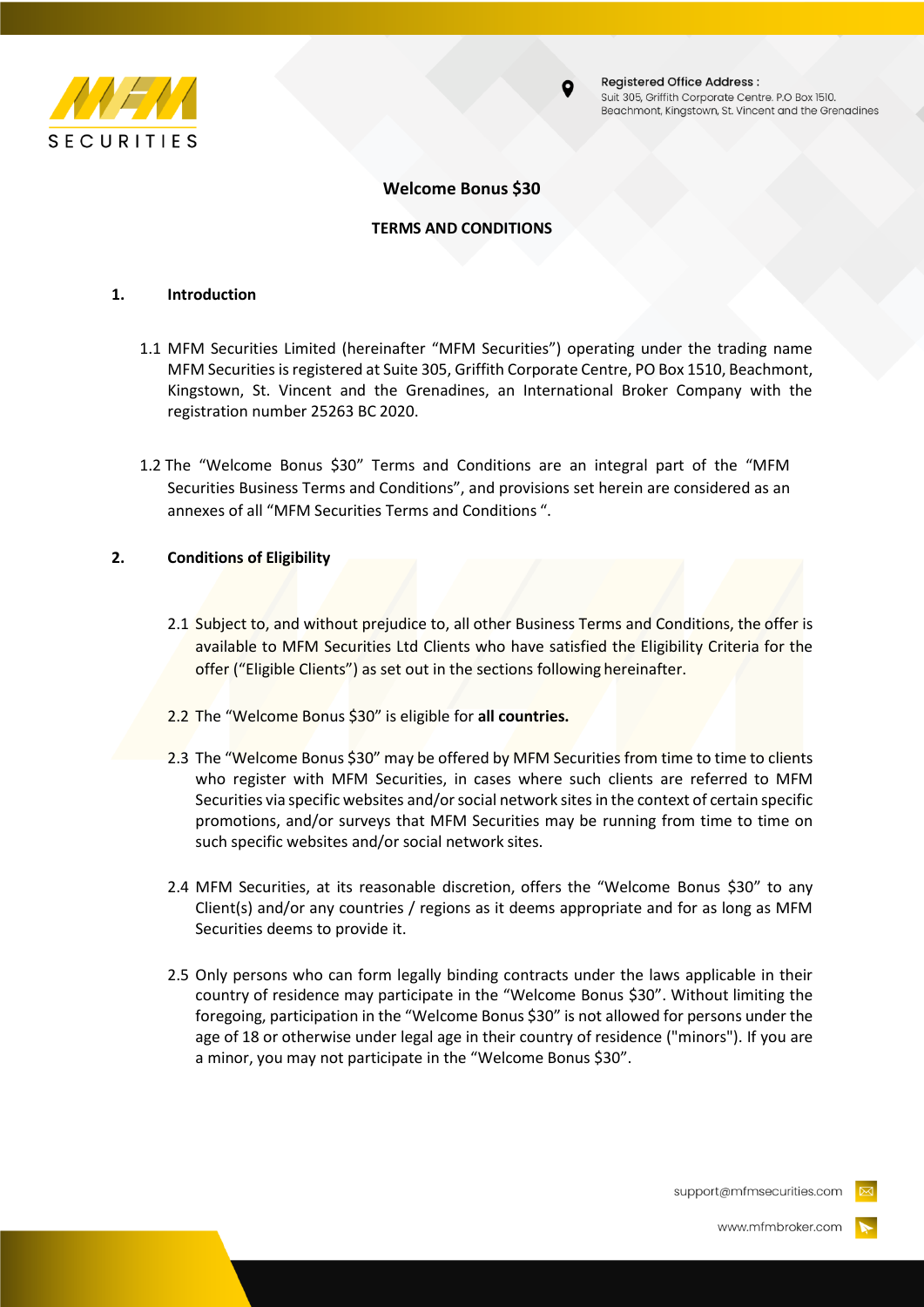Registered Office Address :
Suit 305, Griffith Corporate Centre. P.O Box 1510.
Beachmont, Kingstown, St. Vincent and the Grenadines

# Welcome Bonus $30

## TERMS AND CONDITIONS

### 1. Introduction

1.1 MFM Securities Limited (hereinafter "MFM Securities") operating under the trading name MFM Securities is registered at Suite 305, Griffith Corporate Centre, PO Box 1510, Beachmont, Kingstown, St. Vincent and the Grenadines, an International Broker Company with the registration number 25263 BC 2020.

1.2 The "Welcome Bonus $30" Terms and Conditions are an integral part of the "MFM Securities Business Terms and Conditions", and provisions set herein are considered as an annexes of all "MFM Securities Terms and Conditions ".

### 2. Conditions of Eligibility

2.1 Subject to, and without prejudice to, all other Business Terms and Conditions, the offer is available to MFM Securities Ltd Clients who have satisfied the Eligibility Criteria for the offer ("Eligible Clients") as set out in the sections following hereinafter.

2.2 The "Welcome Bonus $30" is eligible for **all countries.**

2.3 The "Welcome Bonus $30" may be offered by MFM Securities from time to time to clients who register with MFM Securities, in cases where such clients are referred to MFM Securities via specific websites and/or social network sites in the context of certain specific promotions, and/or surveys that MFM Securities may be running from time to time on such specific websites and/or social network sites.

2.4 MFM Securities, at its reasonable discretion, offers the "Welcome Bonus $30" to any Client(s) and/or any countries / regions as it deems appropriate and for as long as MFM Securities deems to provide it.

2.5 Only persons who can form legally binding contracts under the laws applicable in their country of residence may participate in the "Welcome Bonus $30". Without limiting the foregoing, participation in the "Welcome Bonus $30" is not allowed for persons under the age of 18 or otherwise under legal age in their country of residence ("minors"). If you are a minor, you may not participate in the "Welcome Bonus $30".

support@mfmsecurities.com

www.mfmbroker.com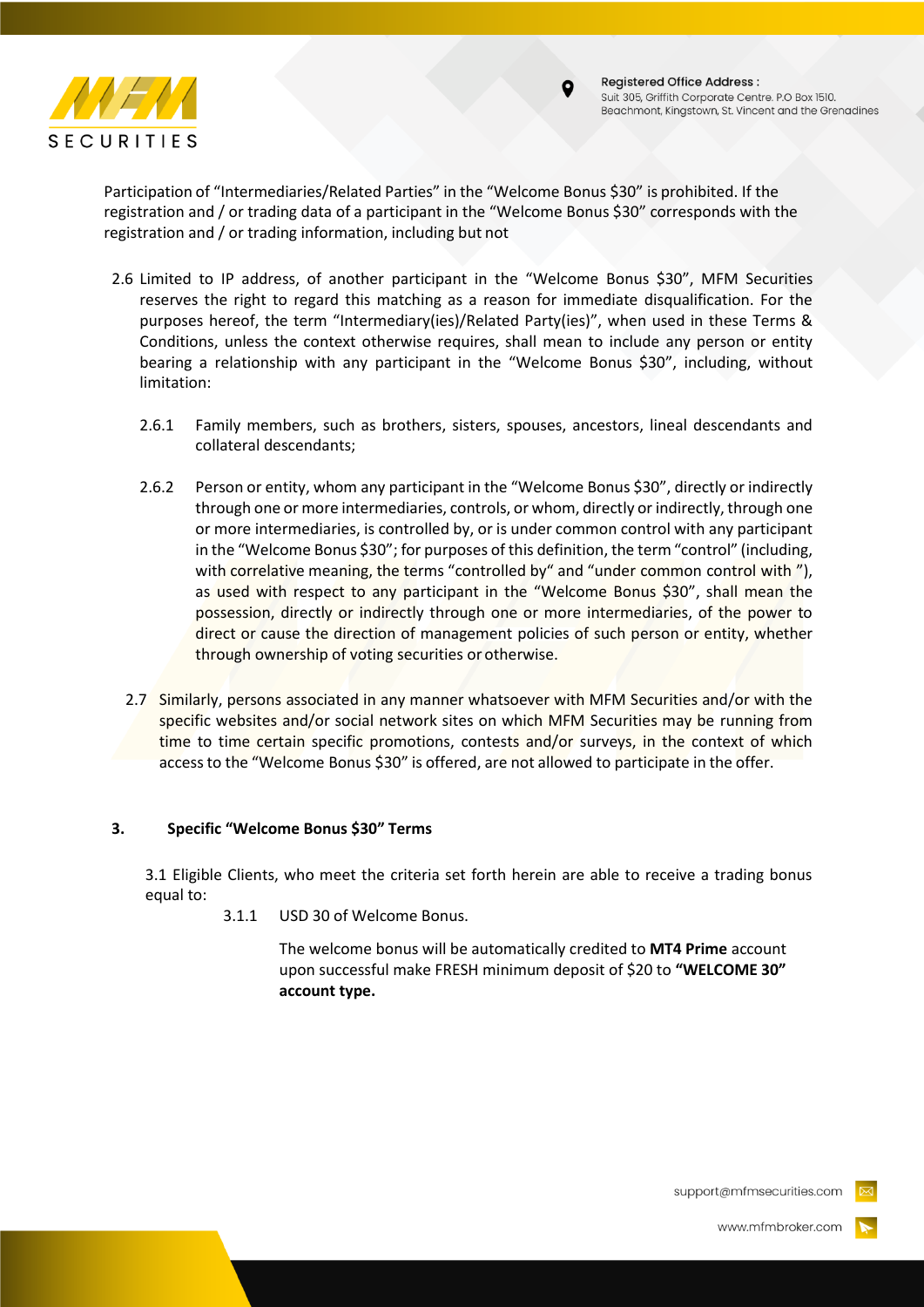Participation of "Intermediaries/Related Parties" in the "Welcome Bonus $30" is prohibited. If the registration and / or trading data of a participant in the "Welcome Bonus $30" corresponds with the registration and / or trading information, including but not

2.6 Limited to IP address, of another participant in the "Welcome Bonus $30", MFM Securities reserves the right to regard this matching as a reason for immediate disqualification. For the purposes hereof, the term "Intermediary(ies)/Related Party(ies)", when used in these Terms & Conditions, unless the context otherwise requires, shall mean to include any person or entity bearing a relationship with any participant in the "Welcome Bonus $30", including, without limitation:

2.6.1 Family members, such as brothers, sisters, spouses, ancestors, lineal descendants and collateral descendants;

2.6.2 Person or entity, whom any participant in the "Welcome Bonus $30", directly or indirectly through one or more intermediaries, controls, or whom, directly or indirectly, through one or more intermediaries, is controlled by, or is under common control with any participant in the "Welcome Bonus $30"; for purposes of this definition, the term "control" (including, with correlative meaning, the terms "controlled by" and "under common control with "), as used with respect to any participant in the "Welcome Bonus $30", shall mean the possession, directly or indirectly through one or more intermediaries, of the power to direct or cause the direction of management policies of such person or entity, whether through ownership of voting securities or otherwise.

2.7 Similarly, persons associated in any manner whatsoever with MFM Securities and/or with the specific websites and/or social network sites on which MFM Securities may be running from time to time certain specific promotions, contests and/or surveys, in the context of which access to the "Welcome Bonus $30" is offered, are not allowed to participate in the offer.

## 3. Specific "Welcome Bonus $30" Terms

3.1 Eligible Clients, who meet the criteria set forth herein are able to receive a trading bonus equal to:

3.1.1 USD 30 of Welcome Bonus.

The welcome bonus will be automatically credited to **MT4 Prime** account upon successful make FRESH minimum deposit of $20 to **"WELCOME 30" account type.**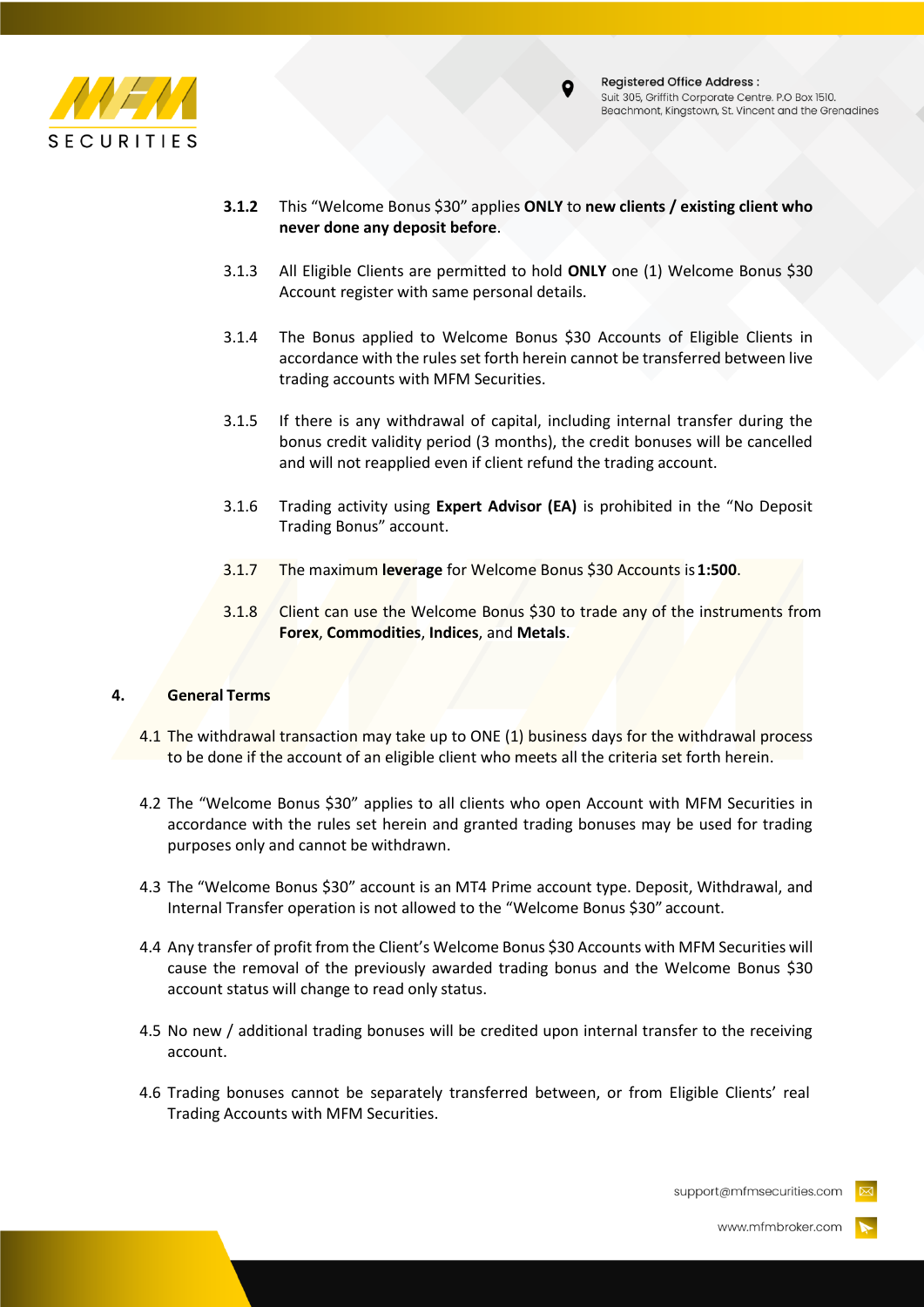**3.1.2** This "Welcome Bonus $30" applies **ONLY** to **new clients / existing client who never done any deposit before**.

3.1.3 All Eligible Clients are permitted to hold **ONLY** one (1) Welcome Bonus $30 Account register with same personal details.

3.1.4 The Bonus applied to Welcome Bonus $30 Accounts of Eligible Clients in accordance with the rules set forth herein cannot be transferred between live trading accounts with MFM Securities.

3.1.5 If there is any withdrawal of capital, including internal transfer during the bonus credit validity period (3 months), the credit bonuses will be cancelled and will not reapplied even if client refund the trading account.

3.1.6 Trading activity using **Expert Advisor (EA)** is prohibited in the "No Deposit Trading Bonus" account.

3.1.7 The maximum **leverage** for Welcome Bonus $30 Accounts is **1:500**.

3.1.8 Client can use the Welcome Bonus $30 to trade any of the instruments from **Forex**, **Commodities**, **Indices**, and **Metals**.

## 4. General Terms

4.1 The withdrawal transaction may take up to ONE (1) business days for the withdrawal process to be done if the account of an eligible client who meets all the criteria set forth herein.

4.2 The "Welcome Bonus $30" applies to all clients who open Account with MFM Securities in accordance with the rules set herein and granted trading bonuses may be used for trading purposes only and cannot be withdrawn.

4.3 The "Welcome Bonus $30" account is an MT4 Prime account type. Deposit, Withdrawal, and Internal Transfer operation is not allowed to the "Welcome Bonus $30" account.

4.4 Any transfer of profit from the Client's Welcome Bonus $30 Accounts with MFM Securities will cause the removal of the previously awarded trading bonus and the Welcome Bonus $30 account status will change to read only status.

4.5 No new / additional trading bonuses will be credited upon internal transfer to the receiving account.

4.6 Trading bonuses cannot be separately transferred between, or from Eligible Clients' real Trading Accounts with MFM Securities.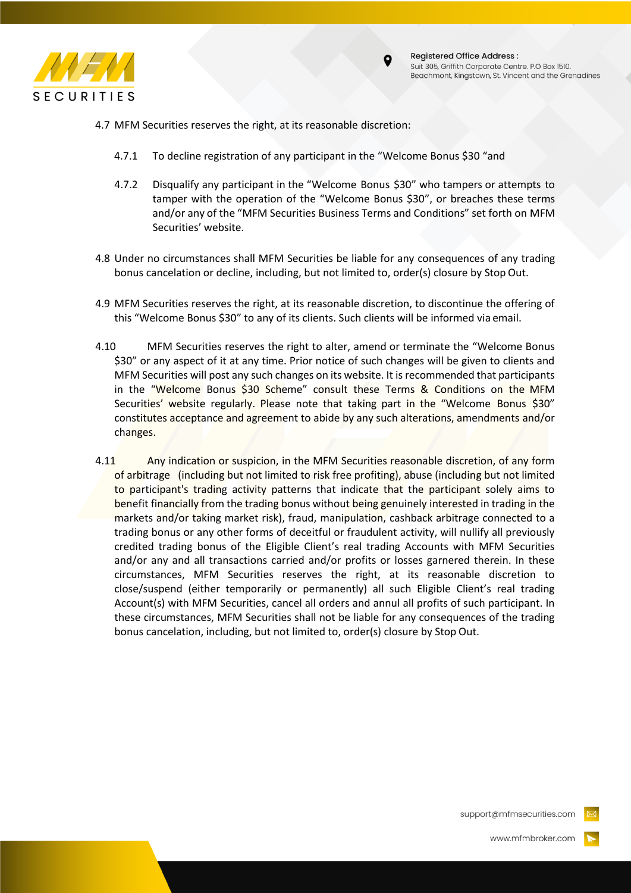4.7 MFM Securities reserves the right, at its reasonable discretion:

   4.7.1 To decline registration of any participant in the "Welcome Bonus $30 "and

   4.7.2 Disqualify any participant in the "Welcome Bonus $30" who tampers or attempts to tamper with the operation of the "Welcome Bonus $30", or breaches these terms and/or any of the "MFM Securities Business Terms and Conditions" set forth on MFM Securities' website.

4.8 Under no circumstances shall MFM Securities be liable for any consequences of any trading bonus cancelation or decline, including, but not limited to, order(s) closure by Stop Out.

4.9 MFM Securities reserves the right, at its reasonable discretion, to discontinue the offering of this "Welcome Bonus $30" to any of its clients. Such clients will be informed via email.

4.10 MFM Securities reserves the right to alter, amend or terminate the "Welcome Bonus $30" or any aspect of it at any time. Prior notice of such changes will be given to clients and MFM Securities will post any such changes on its website. It is recommended that participants in the "Welcome Bonus $30 Scheme" consult these Terms & Conditions on the MFM Securities' website regularly. Please note that taking part in the "Welcome Bonus $30" constitutes acceptance and agreement to abide by any such alterations, amendments and/or changes.

4.11 Any indication or suspicion, in the MFM Securities reasonable discretion, of any form of arbitrage (including but not limited to risk free profiting), abuse (including but not limited to participant's trading activity patterns that indicate that the participant solely aims to benefit financially from the trading bonus without being genuinely interested in trading in the markets and/or taking market risk), fraud, manipulation, cashback arbitrage connected to a trading bonus or any other forms of deceitful or fraudulent activity, will nullify all previously credited trading bonus of the Eligible Client's real trading Accounts with MFM Securities and/or any and all transactions carried and/or profits or losses garnered therein. In these circumstances, MFM Securities reserves the right, at its reasonable discretion to close/suspend (either temporarily or permanently) all such Eligible Client's real trading Account(s) with MFM Securities, cancel all orders and annul all profits of such participant. In these circumstances, MFM Securities shall not be liable for any consequences of the trading bonus cancelation, including, but not limited to, order(s) closure by Stop Out.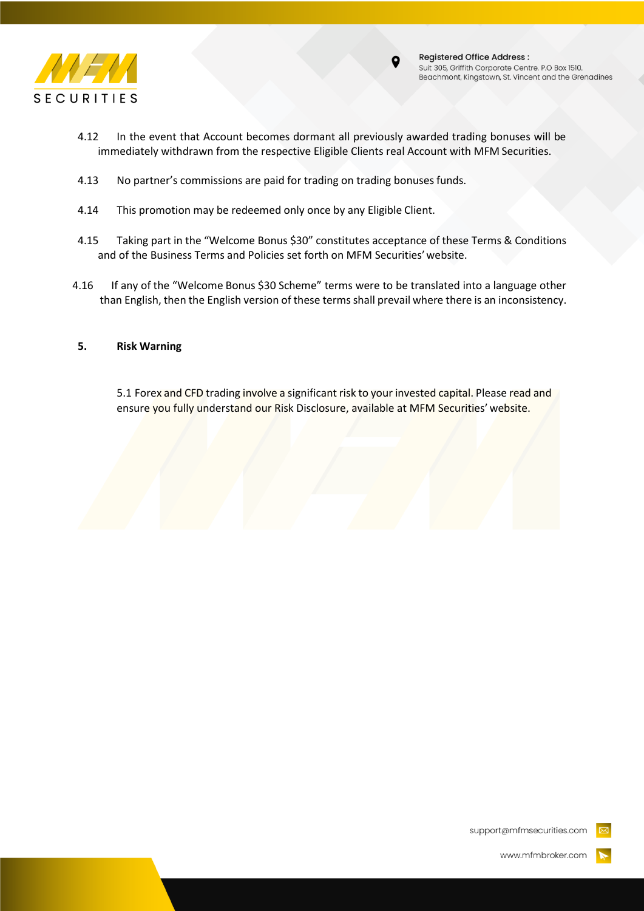4.12 In the event that Account becomes dormant all previously awarded trading bonuses will be immediately withdrawn from the respective Eligible Clients real Account with MFM Securities.

4.13 No partner's commissions are paid for trading on trading bonuses funds.

4.14 This promotion may be redeemed only once by any Eligible Client.

4.15 Taking part in the "Welcome Bonus $30" constitutes acceptance of these Terms & Conditions and of the Business Terms and Policies set forth on MFM Securities' website.

4.16 If any of the "Welcome Bonus $30 Scheme" terms were to be translated into a language other than English, then the English version of these terms shall prevail where there is an inconsistency.

## 5. Risk Warning

5.1 Forex and CFD trading involve a significant risk to your invested capital. Please read and ensure you fully understand our Risk Disclosure, available at MFM Securities' website.